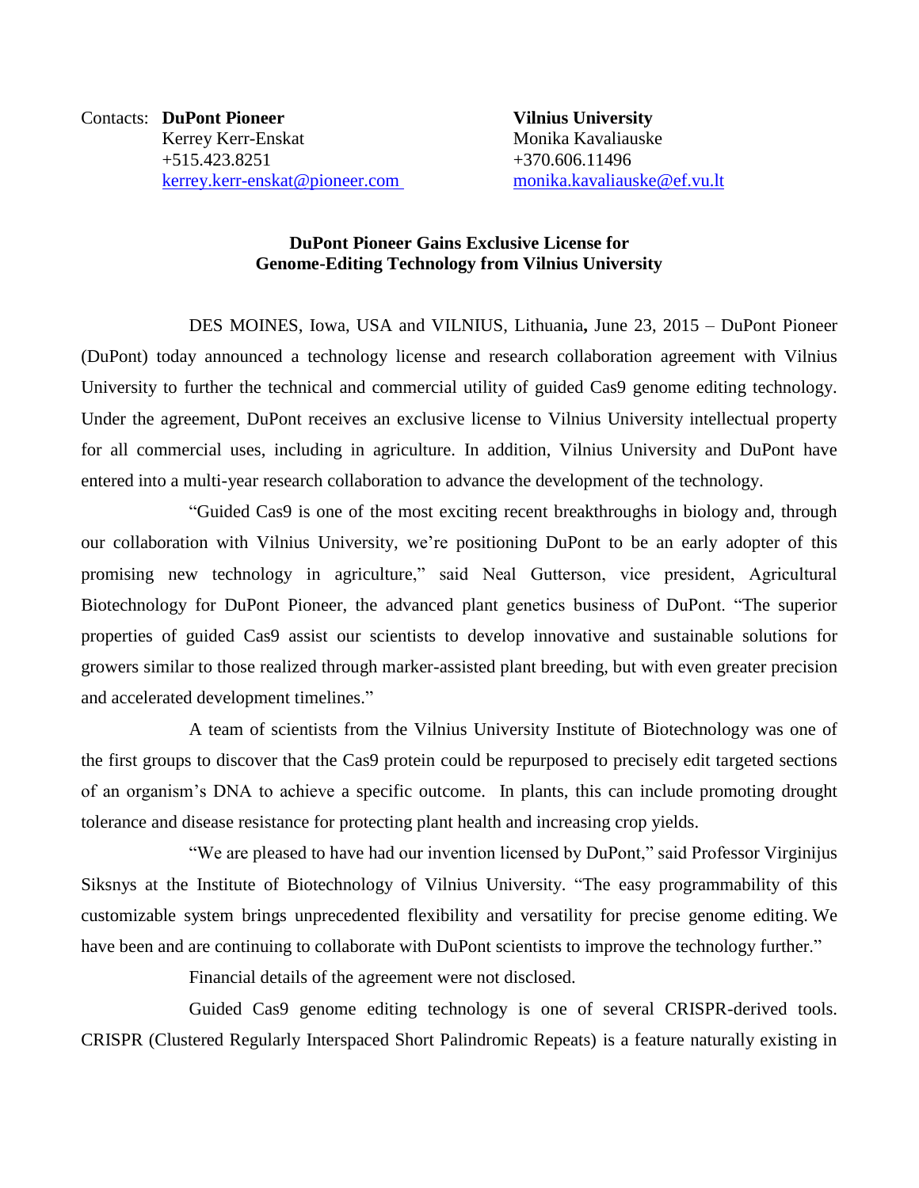Contacts: **DuPont Pioneer**
Kerrey Kerr-Enskat
+515.423.8251
kerrey.kerr-enskat@pioneer.com

**Vilnius University**
Monika Kavaliauske
+370.606.11496
monika.kavaliauske@ef.vu.lt

## DuPont Pioneer Gains Exclusive License for Genome-Editing Technology from Vilnius University

DES MOINES, Iowa, USA and VILNIUS, Lithuania**,** June 23, 2015 – DuPont Pioneer (DuPont) today announced a technology license and research collaboration agreement with Vilnius University to further the technical and commercial utility of guided Cas9 genome editing technology. Under the agreement, DuPont receives an exclusive license to Vilnius University intellectual property for all commercial uses, including in agriculture. In addition, Vilnius University and DuPont have entered into a multi-year research collaboration to advance the development of the technology.

"Guided Cas9 is one of the most exciting recent breakthroughs in biology and, through our collaboration with Vilnius University, we're positioning DuPont to be an early adopter of this promising new technology in agriculture," said Neal Gutterson, vice president, Agricultural Biotechnology for DuPont Pioneer, the advanced plant genetics business of DuPont. "The superior properties of guided Cas9 assist our scientists to develop innovative and sustainable solutions for growers similar to those realized through marker-assisted plant breeding, but with even greater precision and accelerated development timelines."

A team of scientists from the Vilnius University Institute of Biotechnology was one of the first groups to discover that the Cas9 protein could be repurposed to precisely edit targeted sections of an organism's DNA to achieve a specific outcome. In plants, this can include promoting drought tolerance and disease resistance for protecting plant health and increasing crop yields.

"We are pleased to have had our invention licensed by DuPont," said Professor Virginijus Siksnys at the Institute of Biotechnology of Vilnius University. "The easy programmability of this customizable system brings unprecedented flexibility and versatility for precise genome editing. We have been and are continuing to collaborate with DuPont scientists to improve the technology further."

Financial details of the agreement were not disclosed.

Guided Cas9 genome editing technology is one of several CRISPR-derived tools. CRISPR (Clustered Regularly Interspaced Short Palindromic Repeats) is a feature naturally existing in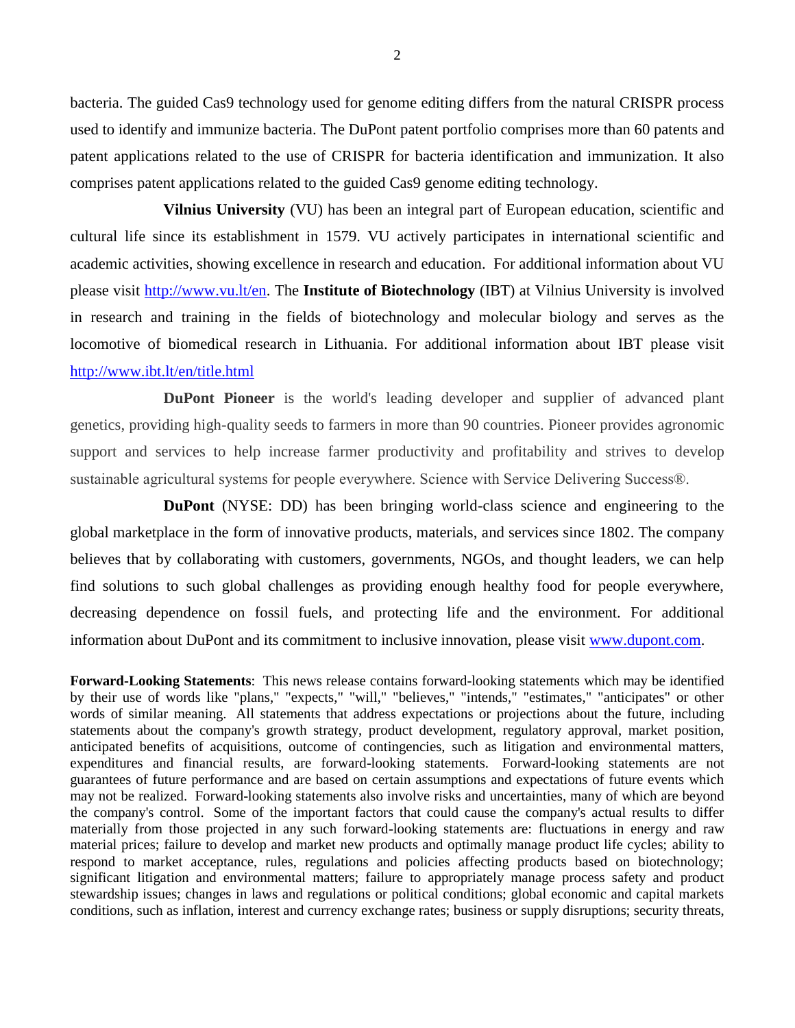bacteria. The guided Cas9 technology used for genome editing differs from the natural CRISPR process used to identify and immunize bacteria. The DuPont patent portfolio comprises more than 60 patents and patent applications related to the use of CRISPR for bacteria identification and immunization. It also comprises patent applications related to the guided Cas9 genome editing technology.

**Vilnius University** (VU) has been an integral part of European education, scientific and cultural life since its establishment in 1579. VU actively participates in international scientific and academic activities, showing excellence in research and education. For additional information about VU please visit http://www.vu.lt/en. The **Institute of Biotechnology** (IBT) at Vilnius University is involved in research and training in the fields of biotechnology and molecular biology and serves as the locomotive of biomedical research in Lithuania. For additional information about IBT please visit http://www.ibt.lt/en/title.html

**DuPont Pioneer** is the world's leading developer and supplier of advanced plant genetics, providing high-quality seeds to farmers in more than 90 countries. Pioneer provides agronomic support and services to help increase farmer productivity and profitability and strives to develop sustainable agricultural systems for people everywhere. Science with Service Delivering Success®.

**DuPont** (NYSE: DD) has been bringing world-class science and engineering to the global marketplace in the form of innovative products, materials, and services since 1802. The company believes that by collaborating with customers, governments, NGOs, and thought leaders, we can help find solutions to such global challenges as providing enough healthy food for people everywhere, decreasing dependence on fossil fuels, and protecting life and the environment. For additional information about DuPont and its commitment to inclusive innovation, please visit www.dupont.com.

**Forward-Looking Statements**: This news release contains forward-looking statements which may be identified by their use of words like "plans," "expects," "will," "believes," "intends," "estimates," "anticipates" or other words of similar meaning. All statements that address expectations or projections about the future, including statements about the company's growth strategy, product development, regulatory approval, market position, anticipated benefits of acquisitions, outcome of contingencies, such as litigation and environmental matters, expenditures and financial results, are forward-looking statements. Forward-looking statements are not guarantees of future performance and are based on certain assumptions and expectations of future events which may not be realized. Forward-looking statements also involve risks and uncertainties, many of which are beyond the company's control. Some of the important factors that could cause the company's actual results to differ materially from those projected in any such forward-looking statements are: fluctuations in energy and raw material prices; failure to develop and market new products and optimally manage product life cycles; ability to respond to market acceptance, rules, regulations and policies affecting products based on biotechnology; significant litigation and environmental matters; failure to appropriately manage process safety and product stewardship issues; changes in laws and regulations or political conditions; global economic and capital markets conditions, such as inflation, interest and currency exchange rates; business or supply disruptions; security threats,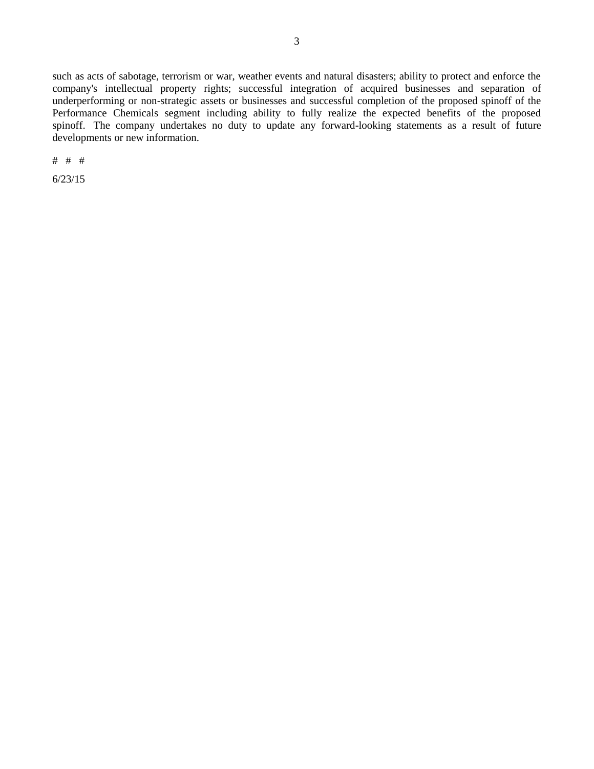such as acts of sabotage, terrorism or war, weather events and natural disasters; ability to protect and enforce the company's intellectual property rights; successful integration of acquired businesses and separation of underperforming or non-strategic assets or businesses and successful completion of the proposed spinoff of the Performance Chemicals segment including ability to fully realize the expected benefits of the proposed spinoff. The company undertakes no duty to update any forward-looking statements as a result of future developments or new information.

# # #

6/23/15